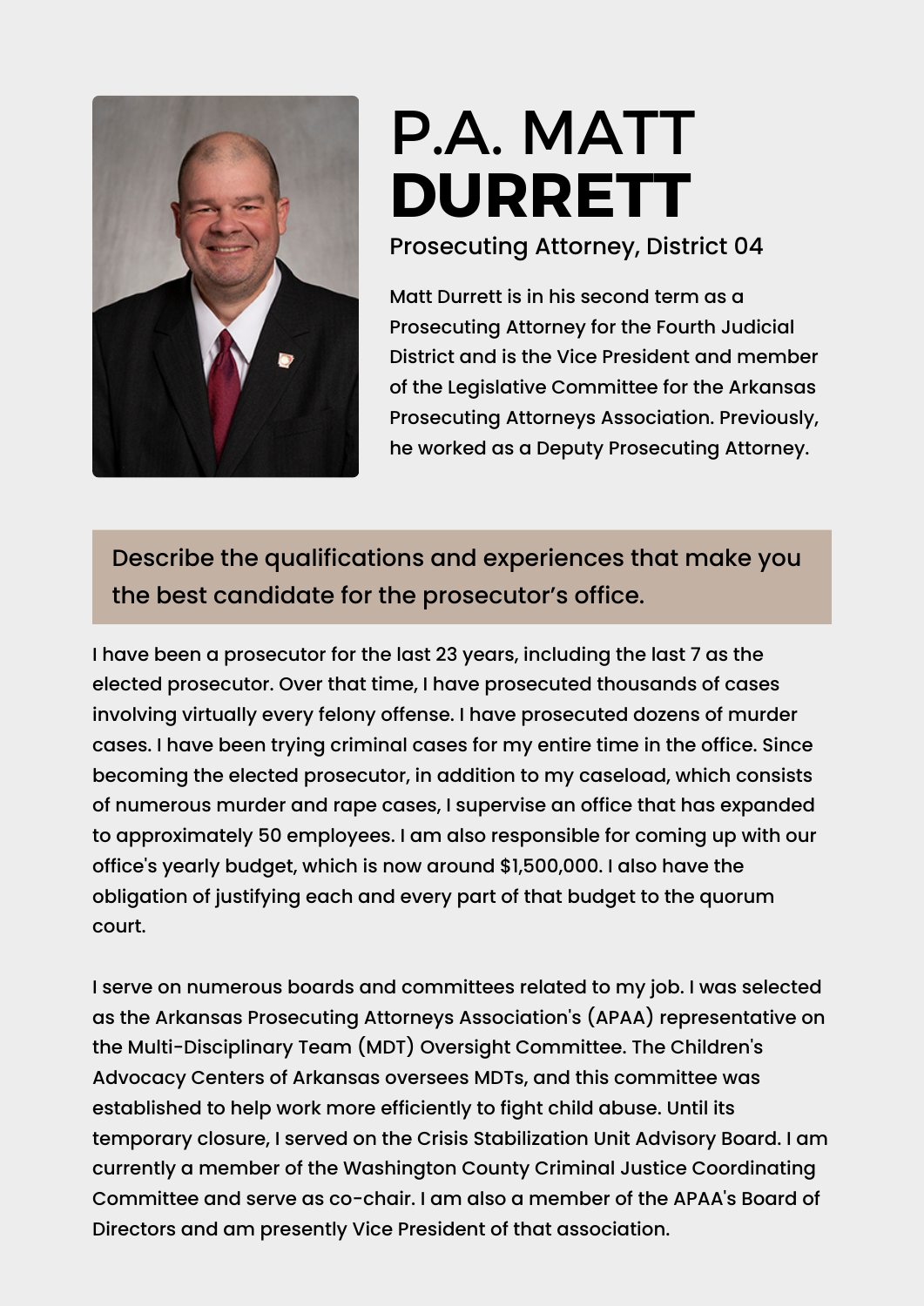# P.A. MATT **DURRETT**

Prosecuting Attorney, District 04

Matt Durrett is in his second term as a Prosecuting Attorney for the Fourth Judicial District and is the Vice President and member of the Legislative Committee for the Arkansas Prosecuting Attorneys Association. Previously, he worked as a Deputy Prosecuting Attorney.

## Describe the qualifications and experiences that make you the best candidate for the prosecutor's office.

I have been a prosecutor for the last 23 years, including the last 7 as the elected prosecutor. Over that time, I have prosecuted thousands of cases involving virtually every felony offense. I have prosecuted dozens of murder cases. I have been trying criminal cases for my entire time in the office. Since becoming the elected prosecutor, in addition to my caseload, which consists of numerous murder and rape cases, I supervise an office that has expanded to approximately 50 employees. I am also responsible for coming up with our office's yearly budget, which is now around $1,500,000. I also have the obligation of justifying each and every part of that budget to the quorum court.

I serve on numerous boards and committees related to my job. I was selected as the Arkansas Prosecuting Attorneys Association's (APAA) representative on the Multi-Disciplinary Team (MDT) Oversight Committee. The Children's Advocacy Centers of Arkansas oversees MDTs, and this committee was established to help work more efficiently to fight child abuse. Until its temporary closure, I served on the Crisis Stabilization Unit Advisory Board. I am currently a member of the Washington County Criminal Justice Coordinating Committee and serve as co-chair. I am also a member of the APAA's Board of Directors and am presently Vice President of that association.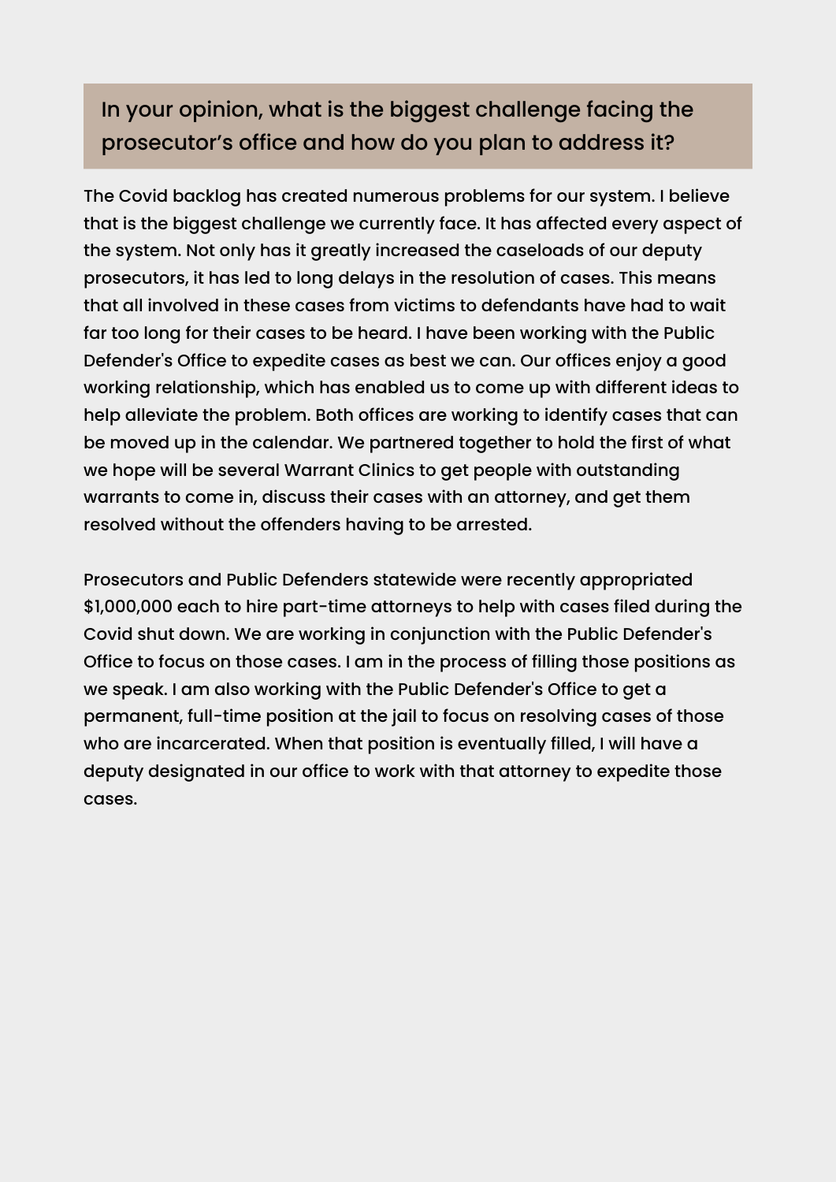## In your opinion, what is the biggest challenge facing the prosecutor's office and how do you plan to address it?

The Covid backlog has created numerous problems for our system. I believe that is the biggest challenge we currently face. It has affected every aspect of the system. Not only has it greatly increased the caseloads of our deputy prosecutors, it has led to long delays in the resolution of cases. This means that all involved in these cases from victims to defendants have had to wait far too long for their cases to be heard. I have been working with the Public Defender's Office to expedite cases as best we can. Our offices enjoy a good working relationship, which has enabled us to come up with different ideas to help alleviate the problem. Both offices are working to identify cases that can be moved up in the calendar. We partnered together to hold the first of what we hope will be several Warrant Clinics to get people with outstanding warrants to come in, discuss their cases with an attorney, and get them resolved without the offenders having to be arrested.

Prosecutors and Public Defenders statewide were recently appropriated $1,000,000 each to hire part-time attorneys to help with cases filed during the Covid shut down. We are working in conjunction with the Public Defender's Office to focus on those cases. I am in the process of filling those positions as we speak. I am also working with the Public Defender's Office to get a permanent, full-time position at the jail to focus on resolving cases of those who are incarcerated. When that position is eventually filled, I will have a deputy designated in our office to work with that attorney to expedite those cases.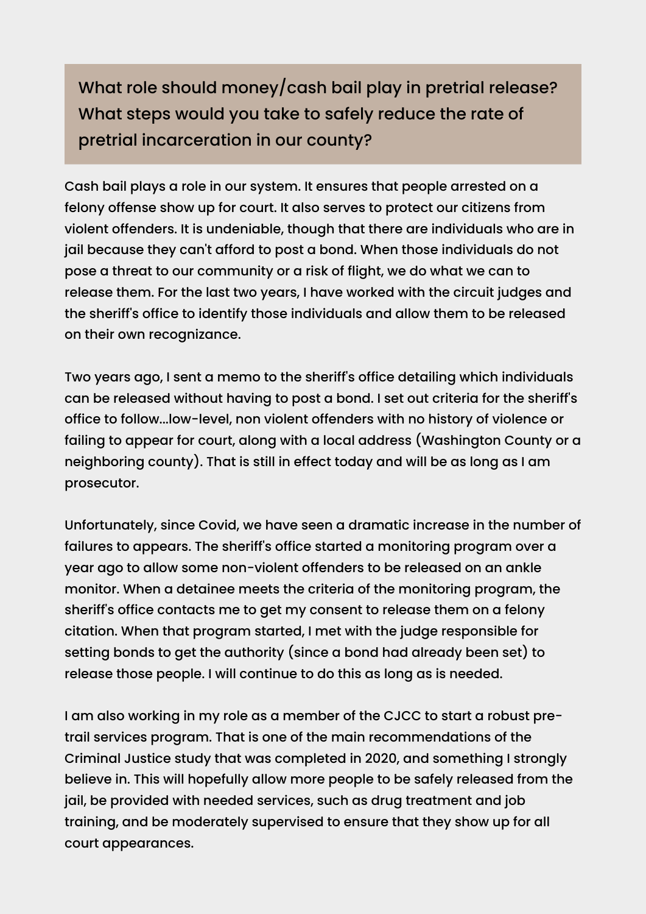## What role should money/cash bail play in pretrial release? What steps would you take to safely reduce the rate of pretrial incarceration in our county?

Cash bail plays a role in our system. It ensures that people arrested on a felony offense show up for court. It also serves to protect our citizens from violent offenders. It is undeniable, though that there are individuals who are in jail because they can't afford to post a bond. When those individuals do not pose a threat to our community or a risk of flight, we do what we can to release them. For the last two years, I have worked with the circuit judges and the sheriff's office to identify those individuals and allow them to be released on their own recognizance.

Two years ago, I sent a memo to the sheriff's office detailing which individuals can be released without having to post a bond. I set out criteria for the sheriff's office to follow...low-level, non violent offenders with no history of violence or failing to appear for court, along with a local address (Washington County or a neighboring county). That is still in effect today and will be as long as I am prosecutor.

Unfortunately, since Covid, we have seen a dramatic increase in the number of failures to appears. The sheriff's office started a monitoring program over a year ago to allow some non-violent offenders to be released on an ankle monitor. When a detainee meets the criteria of the monitoring program, the sheriff's office contacts me to get my consent to release them on a felony citation. When that program started, I met with the judge responsible for setting bonds to get the authority (since a bond had already been set) to release those people. I will continue to do this as long as is needed.

I am also working in my role as a member of the CJCC to start a robust pre-trail services program. That is one of the main recommendations of the Criminal Justice study that was completed in 2020, and something I strongly believe in. This will hopefully allow more people to be safely released from the jail, be provided with needed services, such as drug treatment and job training, and be moderately supervised to ensure that they show up for all court appearances.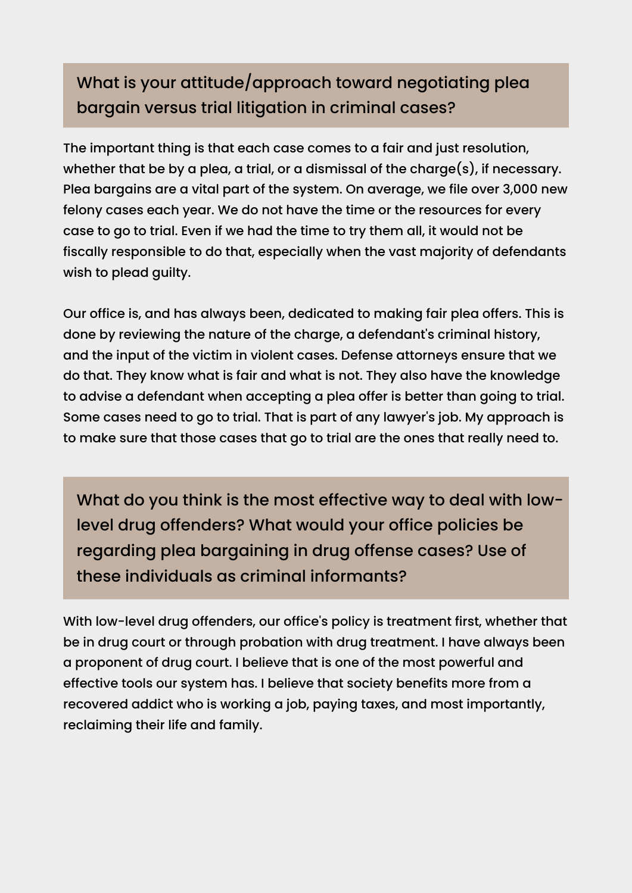## What is your attitude/approach toward negotiating plea bargain versus trial litigation in criminal cases?

The important thing is that each case comes to a fair and just resolution, whether that be by a plea, a trial, or a dismissal of the charge(s), if necessary. Plea bargains are a vital part of the system. On average, we file over 3,000 new felony cases each year. We do not have the time or the resources for every case to go to trial. Even if we had the time to try them all, it would not be fiscally responsible to do that, especially when the vast majority of defendants wish to plead guilty.

Our office is, and has always been, dedicated to making fair plea offers. This is done by reviewing the nature of the charge, a defendant's criminal history, and the input of the victim in violent cases. Defense attorneys ensure that we do that. They know what is fair and what is not. They also have the knowledge to advise a defendant when accepting a plea offer is better than going to trial. Some cases need to go to trial. That is part of any lawyer's job. My approach is to make sure that those cases that go to trial are the ones that really need to.

## What do you think is the most effective way to deal with low-level drug offenders? What would your office policies be regarding plea bargaining in drug offense cases? Use of these individuals as criminal informants?

With low-level drug offenders, our office's policy is treatment first, whether that be in drug court or through probation with drug treatment. I have always been a proponent of drug court. I believe that is one of the most powerful and effective tools our system has. I believe that society benefits more from a recovered addict who is working a job, paying taxes, and most importantly, reclaiming their life and family.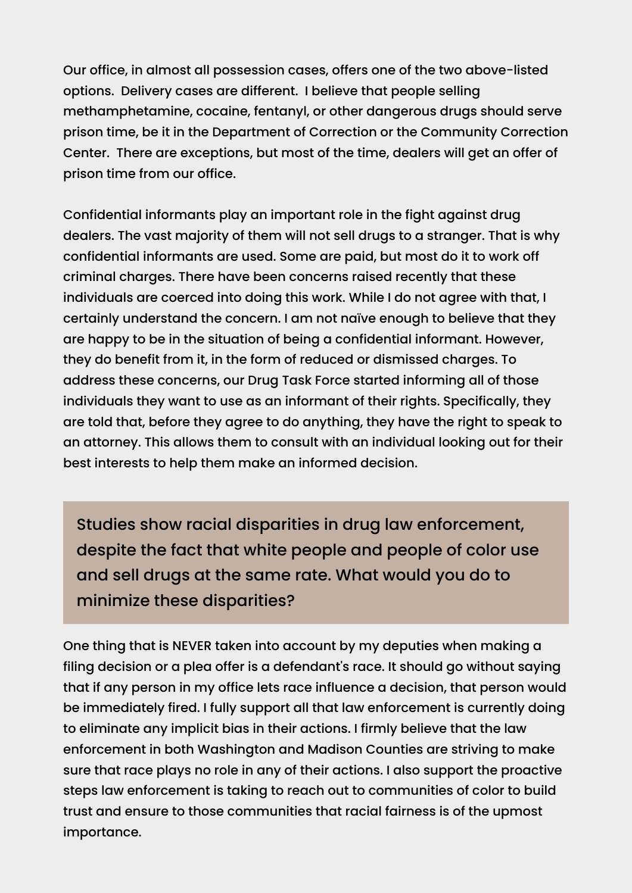Our office, in almost all possession cases, offers one of the two above-listed options. Delivery cases are different. I believe that people selling methamphetamine, cocaine, fentanyl, or other dangerous drugs should serve prison time, be it in the Department of Correction or the Community Correction Center. There are exceptions, but most of the time, dealers will get an offer of prison time from our office.

Confidential informants play an important role in the fight against drug dealers. The vast majority of them will not sell drugs to a stranger. That is why confidential informants are used. Some are paid, but most do it to work off criminal charges. There have been concerns raised recently that these individuals are coerced into doing this work. While I do not agree with that, I certainly understand the concern. I am not naïve enough to believe that they are happy to be in the situation of being a confidential informant. However, they do benefit from it, in the form of reduced or dismissed charges. To address these concerns, our Drug Task Force started informing all of those individuals they want to use as an informant of their rights. Specifically, they are told that, before they agree to do anything, they have the right to speak to an attorney. This allows them to consult with an individual looking out for their best interests to help them make an informed decision.

## Studies show racial disparities in drug law enforcement, despite the fact that white people and people of color use and sell drugs at the same rate. What would you do to minimize these disparities?

One thing that is NEVER taken into account by my deputies when making a filing decision or a plea offer is a defendant's race. It should go without saying that if any person in my office lets race influence a decision, that person would be immediately fired. I fully support all that law enforcement is currently doing to eliminate any implicit bias in their actions. I firmly believe that the law enforcement in both Washington and Madison Counties are striving to make sure that race plays no role in any of their actions. I also support the proactive steps law enforcement is taking to reach out to communities of color to build trust and ensure to those communities that racial fairness is of the upmost importance.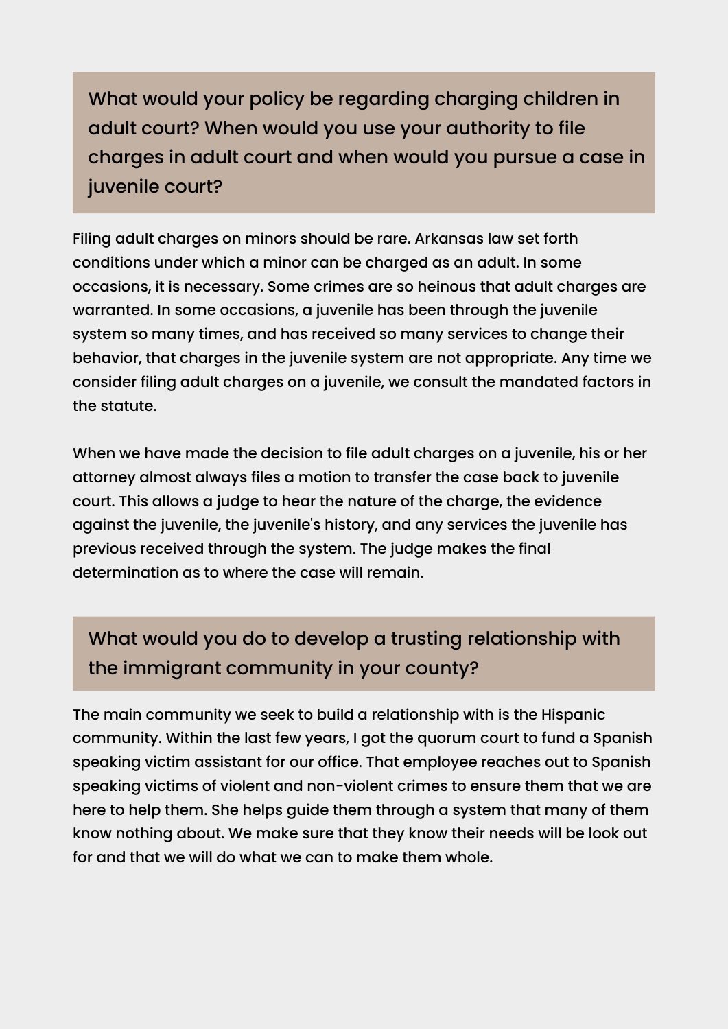## What would your policy be regarding charging children in adult court? When would you use your authority to file charges in adult court and when would you pursue a case in juvenile court?

Filing adult charges on minors should be rare. Arkansas law set forth conditions under which a minor can be charged as an adult. In some occasions, it is necessary. Some crimes are so heinous that adult charges are warranted. In some occasions, a juvenile has been through the juvenile system so many times, and has received so many services to change their behavior, that charges in the juvenile system are not appropriate. Any time we consider filing adult charges on a juvenile, we consult the mandated factors in the statute.

When we have made the decision to file adult charges on a juvenile, his or her attorney almost always files a motion to transfer the case back to juvenile court. This allows a judge to hear the nature of the charge, the evidence against the juvenile, the juvenile's history, and any services the juvenile has previous received through the system. The judge makes the final determination as to where the case will remain.

## What would you do to develop a trusting relationship with the immigrant community in your county?

The main community we seek to build a relationship with is the Hispanic community. Within the last few years, I got the quorum court to fund a Spanish speaking victim assistant for our office. That employee reaches out to Spanish speaking victims of violent and non-violent crimes to ensure them that we are here to help them. She helps guide them through a system that many of them know nothing about. We make sure that they know their needs will be look out for and that we will do what we can to make them whole.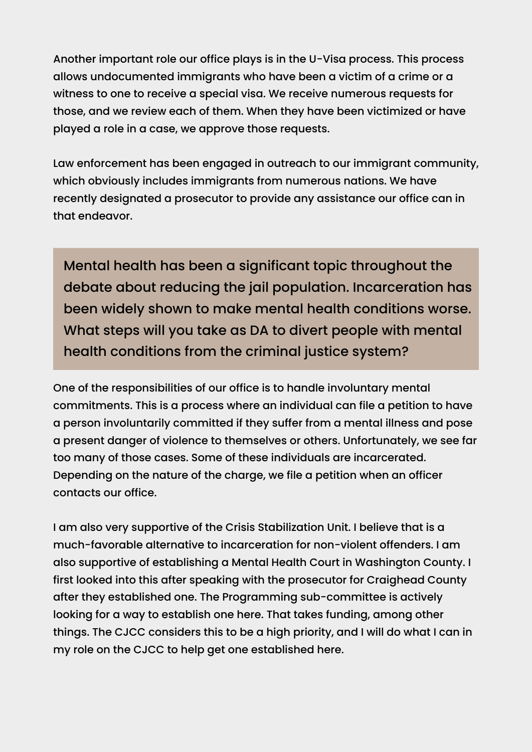Another important role our office plays is in the U-Visa process. This process allows undocumented immigrants who have been a victim of a crime or a witness to one to receive a special visa. We receive numerous requests for those, and we review each of them. When they have been victimized or have played a role in a case, we approve those requests.

Law enforcement has been engaged in outreach to our immigrant community, which obviously includes immigrants from numerous nations. We have recently designated a prosecutor to provide any assistance our office can in that endeavor.

> Mental health has been a significant topic throughout the debate about reducing the jail population. Incarceration has been widely shown to make mental health conditions worse. What steps will you take as DA to divert people with mental health conditions from the criminal justice system?

One of the responsibilities of our office is to handle involuntary mental commitments. This is a process where an individual can file a petition to have a person involuntarily committed if they suffer from a mental illness and pose a present danger of violence to themselves or others. Unfortunately, we see far too many of those cases. Some of these individuals are incarcerated. Depending on the nature of the charge, we file a petition when an officer contacts our office.

I am also very supportive of the Crisis Stabilization Unit. I believe that is a much-favorable alternative to incarceration for non-violent offenders. I am also supportive of establishing a Mental Health Court in Washington County. I first looked into this after speaking with the prosecutor for Craighead County after they established one. The Programming sub-committee is actively looking for a way to establish one here. That takes funding, among other things. The CJCC considers this to be a high priority, and I will do what I can in my role on the CJCC to help get one established here.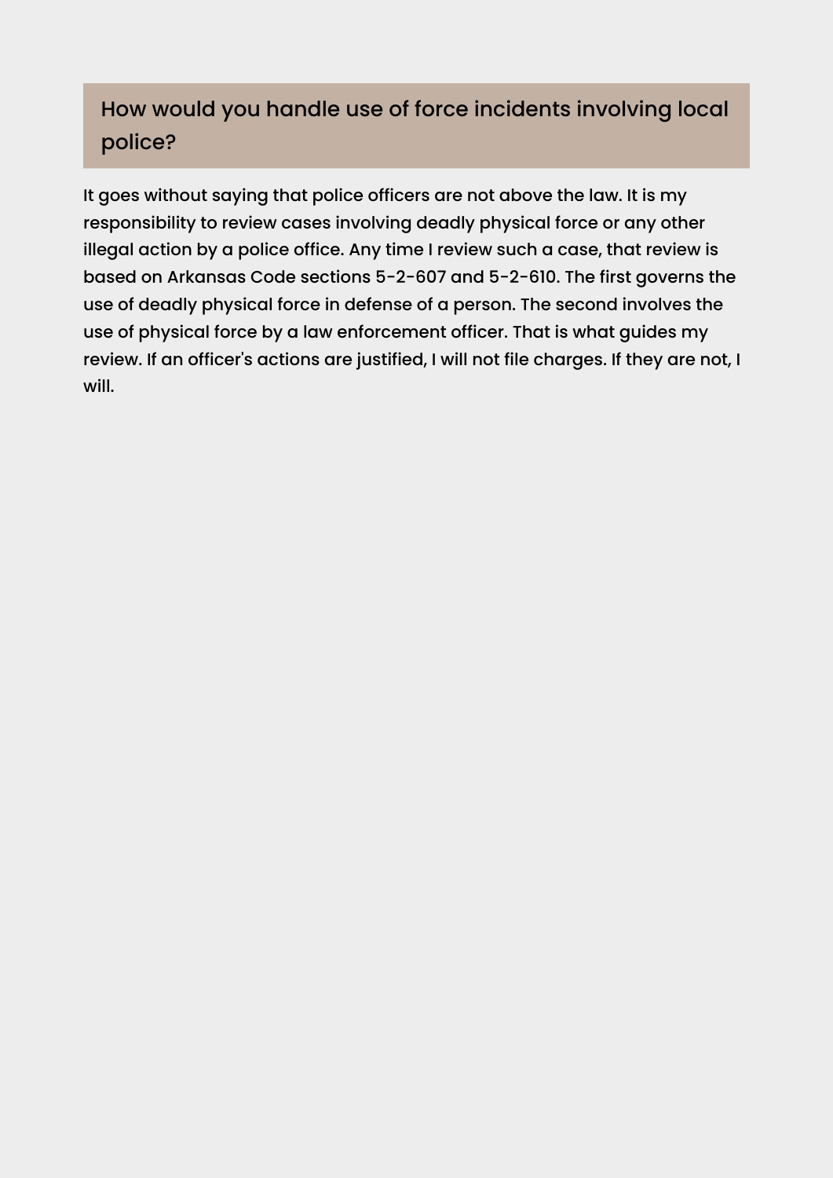## How would you handle use of force incidents involving local police?

It goes without saying that police officers are not above the law. It is my responsibility to review cases involving deadly physical force or any other illegal action by a police office. Any time I review such a case, that review is based on Arkansas Code sections 5-2-607 and 5-2-610. The first governs the use of deadly physical force in defense of a person. The second involves the use of physical force by a law enforcement officer. That is what guides my review. If an officer's actions are justified, I will not file charges. If they are not, I will.